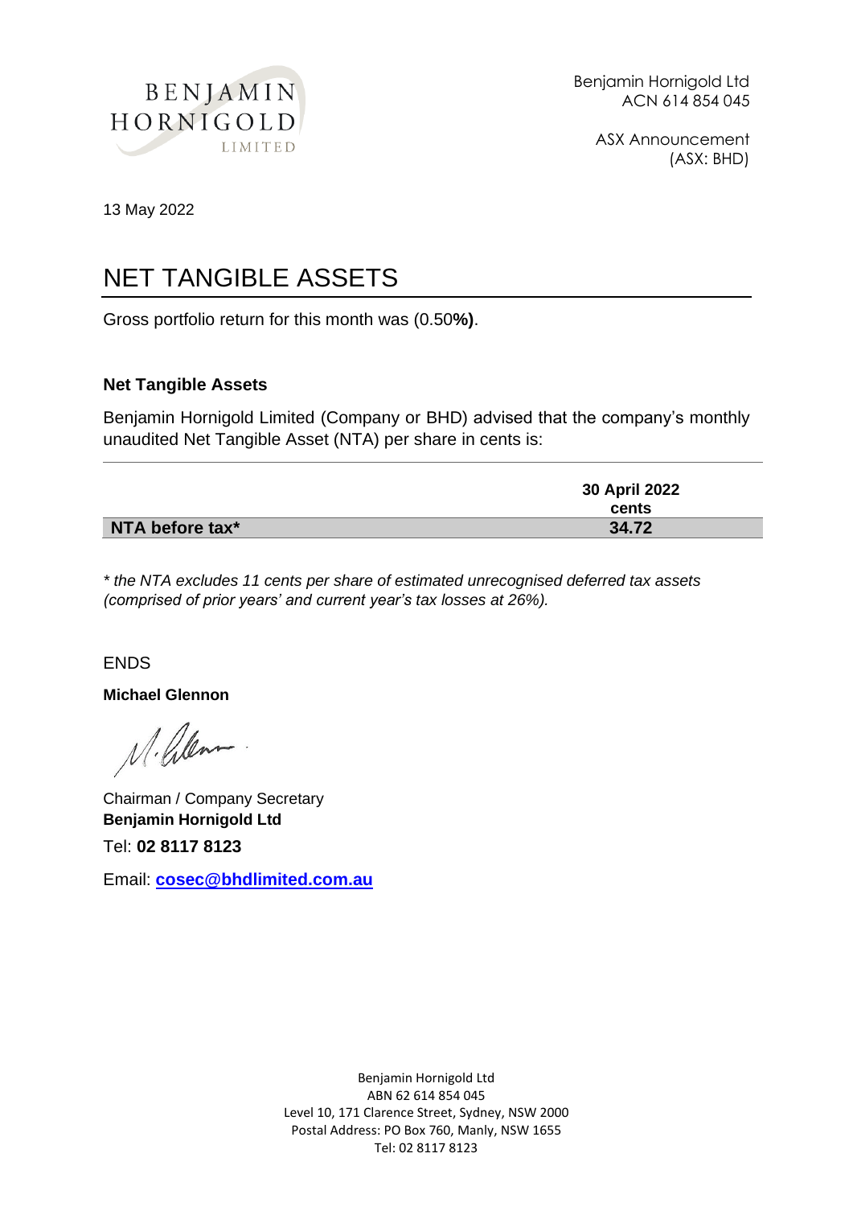BENJAMIN HORNIGOLD LIMITED

Benjamin Hornigold Ltd
ACN 614 854 045

ASX Announcement
(ASX: BHD)

13 May 2022

# NET TANGIBLE ASSETS

Gross portfolio return for this month was (0.50**%)**.

### Net Tangible Assets

Benjamin Hornigold Limited (Company or BHD) advised that the company's monthly unaudited Net Tangible Asset (NTA) per share in cents is:

| | **30 April 2022 cents** |
|---|---|
| **NTA before tax*** | **34.72** |

*\* the NTA excludes 11 cents per share of estimated unrecognised deferred tax assets (comprised of prior years' and current year's tax losses at 26%).*

ENDS

**Michael Glennon**

Chairman / Company Secretary
**Benjamin Hornigold Ltd**

Tel: **02 8117 8123**

Email: **cosec@bhdlimited.com.au**

Benjamin Hornigold Ltd
ABN 62 614 854 045
Level 10, 171 Clarence Street, Sydney, NSW 2000
Postal Address: PO Box 760, Manly, NSW 1655
Tel: 02 8117 8123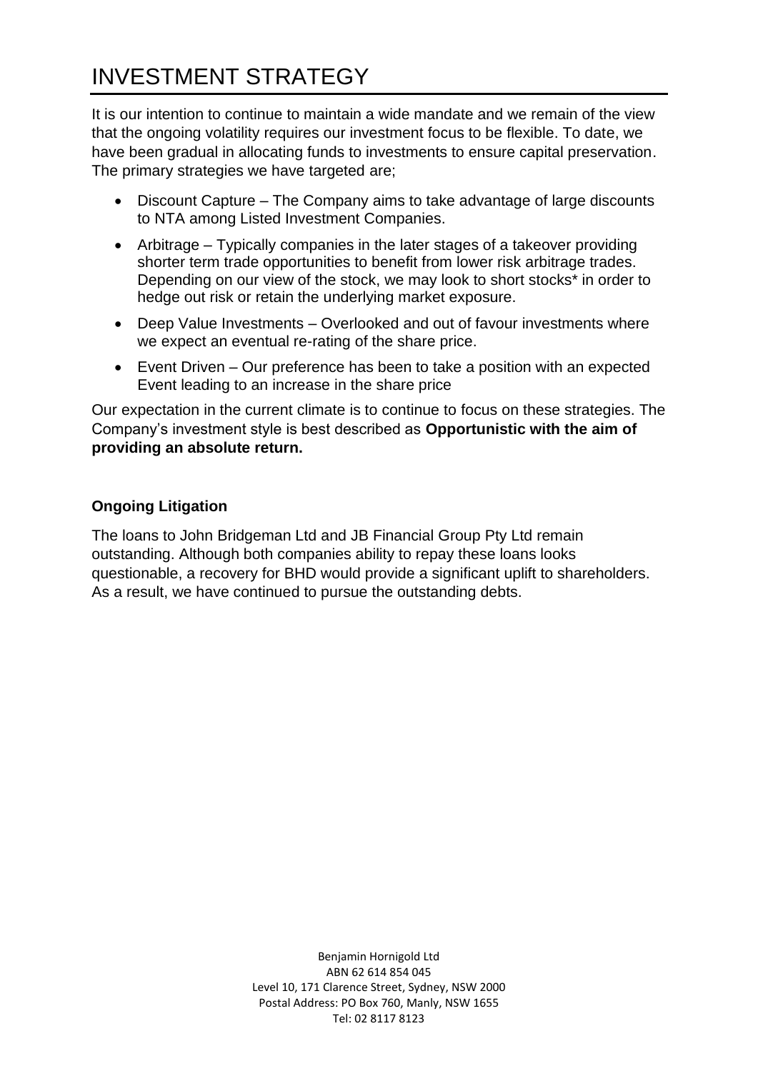# INVESTMENT STRATEGY

It is our intention to continue to maintain a wide mandate and we remain of the view that the ongoing volatility requires our investment focus to be flexible. To date, we have been gradual in allocating funds to investments to ensure capital preservation. The primary strategies we have targeted are;

- Discount Capture – The Company aims to take advantage of large discounts to NTA among Listed Investment Companies.
- Arbitrage – Typically companies in the later stages of a takeover providing shorter term trade opportunities to benefit from lower risk arbitrage trades. Depending on our view of the stock, we may look to short stocks* in order to hedge out risk or retain the underlying market exposure.
- Deep Value Investments – Overlooked and out of favour investments where we expect an eventual re-rating of the share price.
- Event Driven – Our preference has been to take a position with an expected Event leading to an increase in the share price

Our expectation in the current climate is to continue to focus on these strategies. The Company's investment style is best described as **Opportunistic with the aim of providing an absolute return.**

**Ongoing Litigation**

The loans to John Bridgeman Ltd and JB Financial Group Pty Ltd remain outstanding. Although both companies ability to repay these loans looks questionable, a recovery for BHD would provide a significant uplift to shareholders. As a result, we have continued to pursue the outstanding debts.

Benjamin Hornigold Ltd
ABN 62 614 854 045
Level 10, 171 Clarence Street, Sydney, NSW 2000
Postal Address: PO Box 760, Manly, NSW 1655
Tel: 02 8117 8123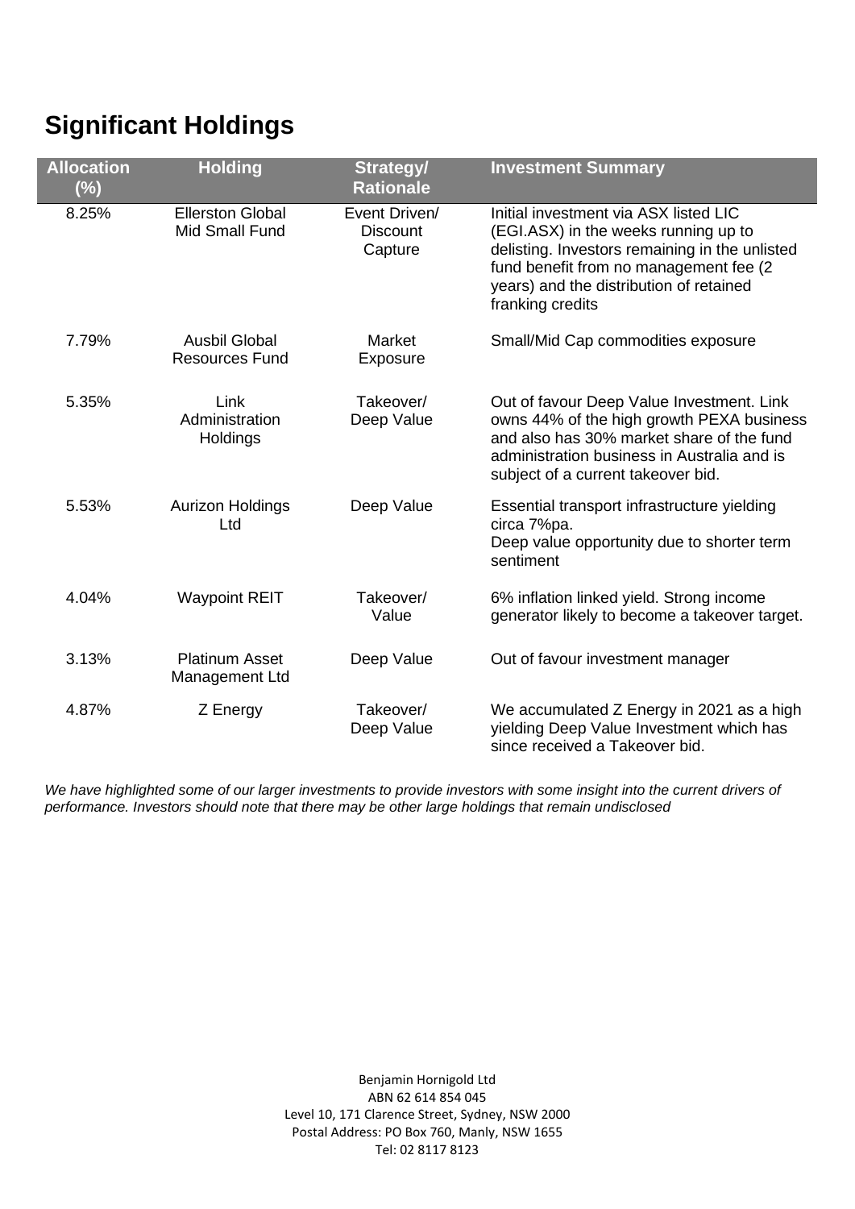## Significant Holdings

| Allocation (%) | Holding | Strategy/ Rationale | Investment Summary |
|---|---|---|---|
| 8.25% | Ellerston Global Mid Small Fund | Event Driven/ Discount Capture | Initial investment via ASX listed LIC (EGI.ASX) in the weeks running up to delisting. Investors remaining in the unlisted fund benefit from no management fee (2 years) and the distribution of retained franking credits |
| 7.79% | Ausbil Global Resources Fund | Market Exposure | Small/Mid Cap commodities exposure |
| 5.35% | Link Administration Holdings | Takeover/ Deep Value | Out of favour Deep Value Investment. Link owns 44% of the high growth PEXA business and also has 30% market share of the fund administration business in Australia and is subject of a current takeover bid. |
| 5.53% | Aurizon Holdings Ltd | Deep Value | Essential transport infrastructure yielding circa 7%pa. Deep value opportunity due to shorter term sentiment |
| 4.04% | Waypoint REIT | Takeover/ Value | 6% inflation linked yield. Strong income generator likely to become a takeover target. |
| 3.13% | Platinum Asset Management Ltd | Deep Value | Out of favour investment manager |
| 4.87% | Z Energy | Takeover/ Deep Value | We accumulated Z Energy in 2021 as a high yielding Deep Value Investment which has since received a Takeover bid. |

*We have highlighted some of our larger investments to provide investors with some insight into the current drivers of performance. Investors should note that there may be other large holdings that remain undisclosed*

Benjamin Hornigold Ltd
ABN 62 614 854 045
Level 10, 171 Clarence Street, Sydney, NSW 2000
Postal Address: PO Box 760, Manly, NSW 1655
Tel: 02 8117 8123